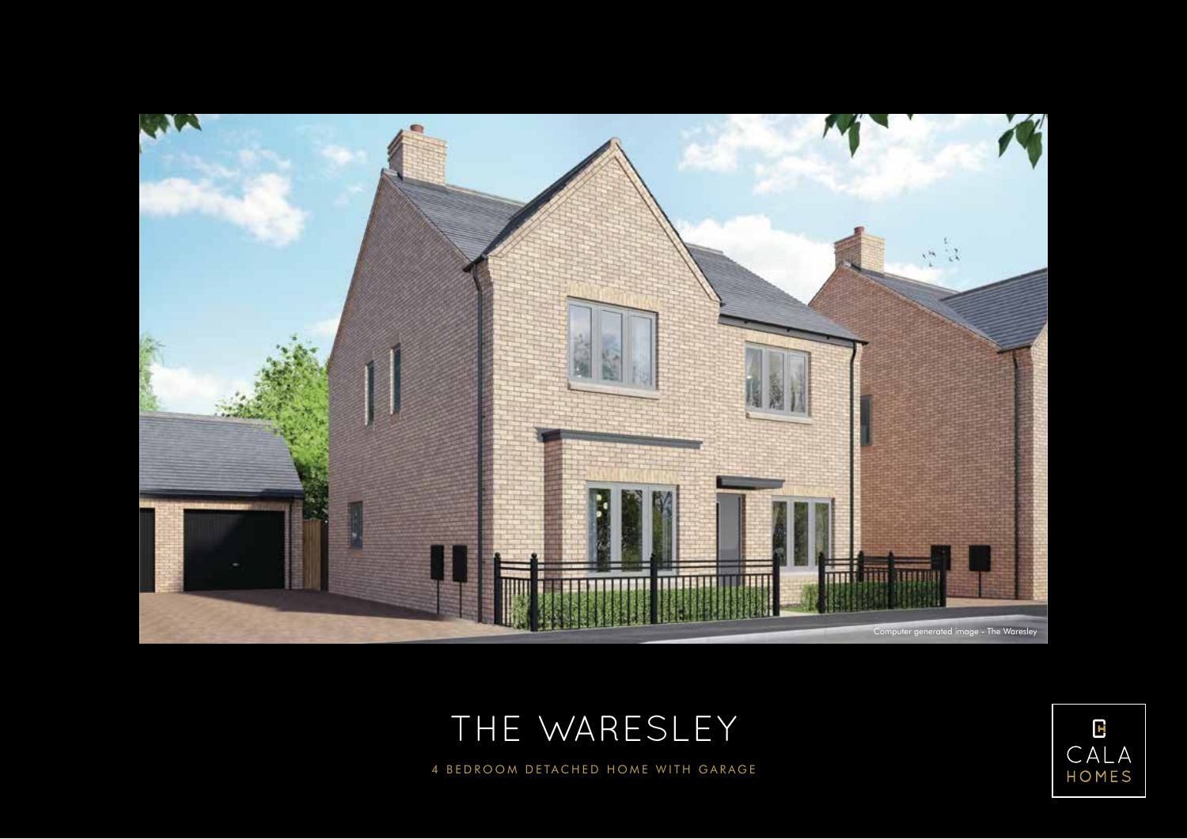Computer generated image - The Waresley

# THE WARESLEY

4 BEDROOM DETACHED HOME WITH GARAGE

CALA HOMES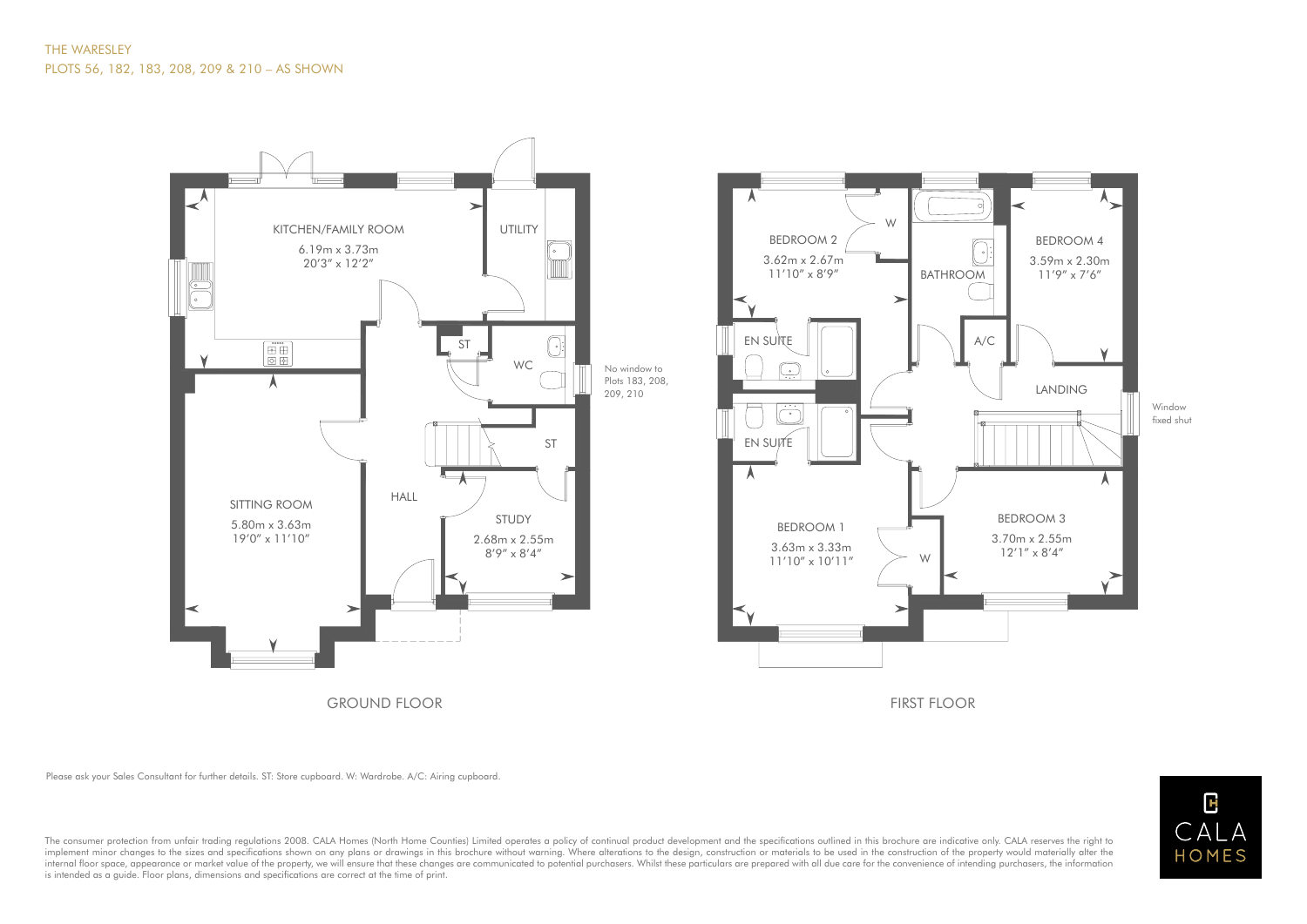THE WARESLEY

PLOTS 56, 182, 183, 208, 209 & 210 – AS SHOWN

## GROUND FLOOR

KITCHEN/FAMILY ROOM
6.19m x 3.73m
20'3" x 12'2"

UTILITY

ST

WC

No window to Plots 183, 208, 209, 210

ST

HALL

SITTING ROOM
5.80m x 3.63m
19'0" x 11'10"

STUDY
2.68m x 2.55m
8'9" x 8'4"

## FIRST FLOOR

BEDROOM 2
3.62m x 2.67m
11'10" x 8'9"

W

BATHROOM

BEDROOM 4
3.59m x 2.30m
11'9" x 7'6"

EN SUITE

A/C

LANDING

Window fixed shut

EN SUITE

BEDROOM 1
3.63m x 3.33m
11'10" x 10'11"

W

BEDROOM 3
3.70m x 2.55m
12'1" x 8'4"

Please ask your Sales Consultant for further details. ST: Store cupboard. W: Wardrobe. A/C: Airing cupboard.

The consumer protection from unfair trading regulations 2008. CALA Homes (North Home Counties) Limited operates a policy of continual product development and the specifications outlined in this brochure are indicative only. CALA reserves the right to implement minor changes to the sizes and specifications shown on any plans or drawings in this brochure without warning. Where alterations to the design, construction or materials to be used in the construction of the property would materially alter the internal floor space, appearance or market value of the property, we will ensure that these changes are communicated to potential purchasers. Whilst these particulars are prepared with all due care for the convenience of intending purchasers, the information is intended as a guide. Floor plans, dimensions and specifications are correct at the time of print.

CALA HOMES